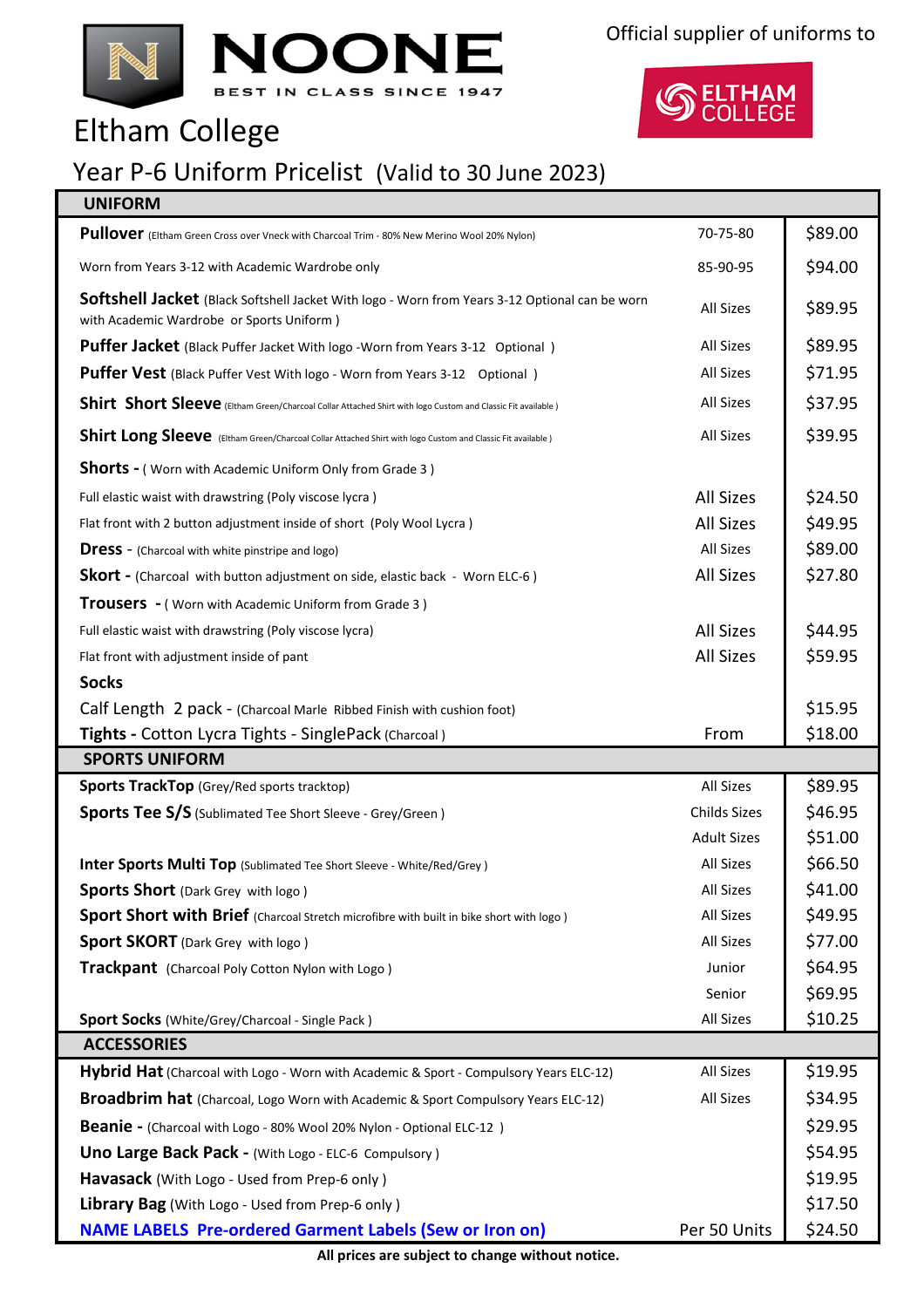NOONE

BEST IN CLASS SINCE 1947

Official supplier of uniforms to

ELTHAM COLLEGE

# Eltham College

## Year P-6 Uniform Pricelist (Valid to 30 June 2023)

| UNIFORM | | |
|---|---|---|
| **Pullover** (Eltham Green Cross over Vneck with Charcoal Trim - 80% New Merino Wool 20% Nylon) | 70-75-80 | $89.00 |
| Worn from Years 3-12 with Academic Wardrobe only | 85-90-95 | $94.00 |
| **Softshell Jacket** (Black Softshell Jacket With logo - Worn from Years 3-12 Optional can be worn with Academic Wardrobe or Sports Uniform ) | All Sizes | $89.95 |
| **Puffer Jacket** (Black Puffer Jacket With logo -Worn from Years 3-12 Optional ) | All Sizes | $89.95 |
| **Puffer Vest** (Black Puffer Vest With logo - Worn from Years 3-12 Optional ) | All Sizes | $71.95 |
| **Shirt Short Sleeve** (Eltham Green/Charcoal Collar Attached Shirt with logo Custom and Classic Fit available ) | All Sizes | $37.95 |
| **Shirt Long Sleeve** (Eltham Green/Charcoal Collar Attached Shirt with logo Custom and Classic Fit available ) | All Sizes | $39.95 |
| **Shorts -** ( Worn with Academic Uniform Only from Grade 3 ) | | |
| Full elastic waist with drawstring (Poly viscose lycra ) | All Sizes | $24.50 |
| Flat front with 2 button adjustment inside of short (Poly Wool Lycra ) | All Sizes | $49.95 |
| **Dress** - (Charcoal with white pinstripe and logo) | All Sizes | $89.00 |
| **Skort -** (Charcoal with button adjustment on side, elastic back - Worn ELC-6 ) | All Sizes | $27.80 |
| **Trousers -** ( Worn with Academic Uniform from Grade 3 ) | | |
| Full elastic waist with drawstring (Poly viscose lycra) | All Sizes | $44.95 |
| Flat front with adjustment inside of pant | All Sizes | $59.95 |
| **Socks** | | |
| Calf Length 2 pack - (Charcoal Marle Ribbed Finish with cushion foot) | | $15.95 |
| **Tights -** Cotton Lycra Tights - SinglePack (Charcoal ) | From | $18.00 |
| **SPORTS UNIFORM** | | |
| **Sports TrackTop** (Grey/Red sports tracktop) | All Sizes | $89.95 |
| **Sports Tee S/S** (Sublimated Tee Short Sleeve - Grey/Green ) | Childs Sizes | $46.95 |
| | Adult Sizes | $51.00 |
| **Inter Sports Multi Top** (Sublimated Tee Short Sleeve - White/Red/Grey ) | All Sizes | $66.50 |
| **Sports Short** (Dark Grey with logo ) | All Sizes | $41.00 |
| **Sport Short with Brief** (Charcoal Stretch microfibre with built in bike short with logo ) | All Sizes | $49.95 |
| **Sport SKORT** (Dark Grey with logo ) | All Sizes | $77.00 |
| **Trackpant** (Charcoal Poly Cotton Nylon with Logo ) | Junior | $64.95 |
| | Senior | $69.95 |
| **Sport Socks** (White/Grey/Charcoal - Single Pack ) | All Sizes | $10.25 |
| **ACCESSORIES** | | |
| **Hybrid Hat** (Charcoal with Logo - Worn with Academic & Sport - Compulsory Years ELC-12) | All Sizes | $19.95 |
| **Broadbrim hat** (Charcoal, Logo Worn with Academic & Sport Compulsory Years ELC-12) | All Sizes | $34.95 |
| **Beanie -** (Charcoal with Logo - 80% Wool 20% Nylon - Optional ELC-12 ) | | $29.95 |
| **Uno Large Back Pack -** (With Logo - ELC-6 Compulsory ) | | $54.95 |
| **Havasack** (With Logo - Used from Prep-6 only ) | | $19.95 |
| **Library Bag** (With Logo - Used from Prep-6 only ) | | $17.50 |
| **NAME LABELS Pre-ordered Garment Labels (Sew or Iron on)** | Per 50 Units | $24.50 |

**All prices are subject to change without notice.**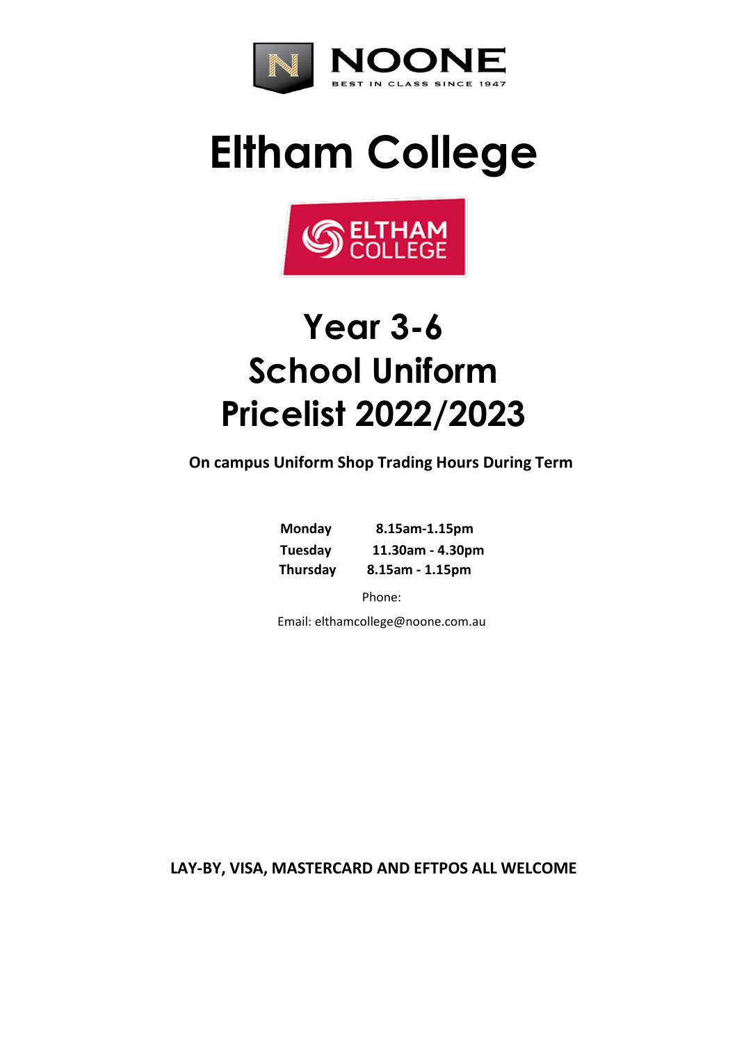NOONE

BEST IN CLASS SINCE 1947

# Eltham College

ELTHAM COLLEGE

# Year 3-6
# School Uniform
# Pricelist 2022/2023

**On campus Uniform Shop Trading Hours During Term**

| | |
|---|---|
| **Monday** | **8.15am-1.15pm** |
| **Tuesday** | **11.30am - 4.30pm** |
| **Thursday** | **8.15am - 1.15pm** |

Phone:

Email: elthamcollege@noone.com.au

**LAY-BY, VISA, MASTERCARD AND EFTPOS ALL WELCOME**